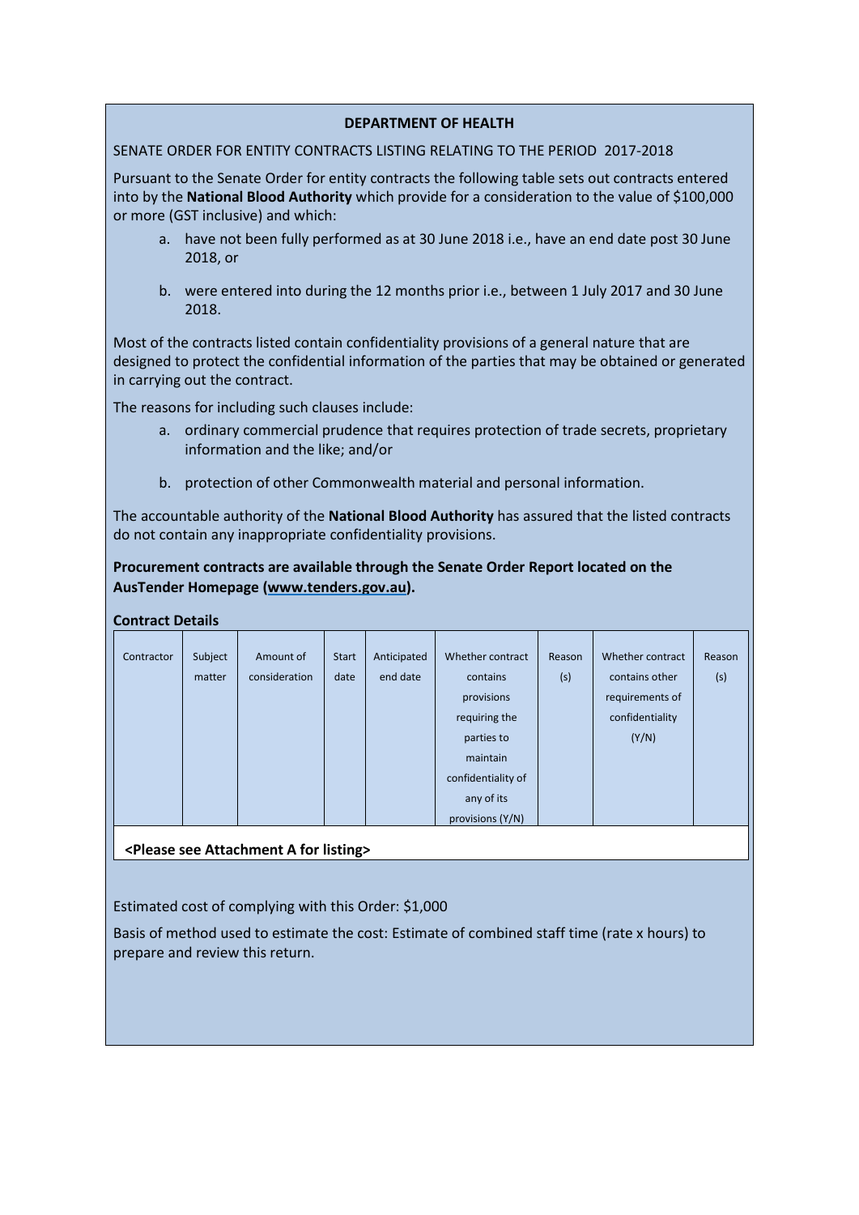**DEPARTMENT OF HEALTH**

SENATE ORDER FOR ENTITY CONTRACTS LISTING RELATING TO THE PERIOD 2017-2018

Pursuant to the Senate Order for entity contracts the following table sets out contracts entered into by the **National Blood Authority** which provide for a consideration to the value of $100,000 or more (GST inclusive) and which:

a. have not been fully performed as at 30 June 2018 i.e., have an end date post 30 June 2018, or

b. were entered into during the 12 months prior i.e., between 1 July 2017 and 30 June 2018.

Most of the contracts listed contain confidentiality provisions of a general nature that are designed to protect the confidential information of the parties that may be obtained or generated in carrying out the contract.

The reasons for including such clauses include:

a. ordinary commercial prudence that requires protection of trade secrets, proprietary information and the like; and/or

b. protection of other Commonwealth material and personal information.

The accountable authority of the **National Blood Authority** has assured that the listed contracts do not contain any inappropriate confidentiality provisions.

**Procurement contracts are available through the Senate Order Report located on the AusTender Homepage (www.tenders.gov.au).**

**Contract Details**

| Contractor | Subject matter | Amount of consideration | Start date | Anticipated end date | Whether contract contains provisions requiring the parties to maintain confidentiality of any of its provisions (Y/N) | Reason (s) | Whether contract contains other requirements of confidentiality (Y/N) | Reason (s) |
|---|---|---|---|---|---|---|---|---|
| **<Please see Attachment A for listing>** | | | | | | | | |

Estimated cost of complying with this Order: $1,000

Basis of method used to estimate the cost: Estimate of combined staff time (rate x hours) to prepare and review this return.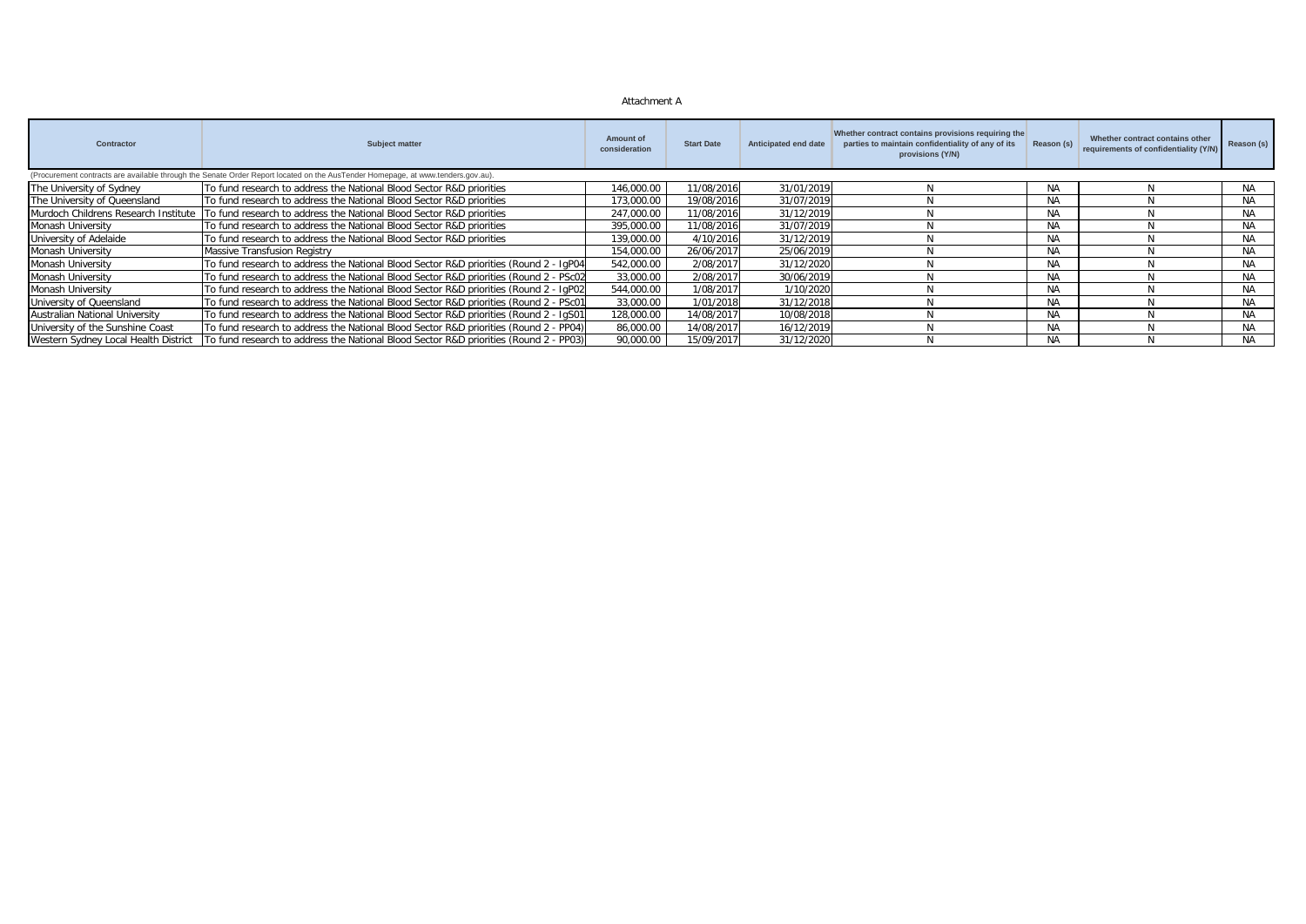Attachment A

| Contractor | Subject matter | Amount of consideration | Start Date | Anticipated end date | Whether contract contains provisions requiring the parties to maintain confidentiality of any of its provisions (Y/N) | Reason (s) | Whether contract contains other requirements of confidentiality (Y/N) | Reason (s) |
|---|---|---|---|---|---|---|---|---|
| (Procurement contracts are available through the Senate Order Report located on the AusTender Homepage, at www.tenders.gov.au). | | | | | | | | |
| The University of Sydney | To fund research to address the National Blood Sector R&D priorities | 146,000.00 | 11/08/2016 | 31/01/2019 | N | NA | N | NA |
| The University of Queensland | To fund research to address the National Blood Sector R&D priorities | 173,000.00 | 19/08/2016 | 31/07/2019 | N | NA | N | NA |
| Murdoch Childrens Research Institute | To fund research to address the National Blood Sector R&D priorities | 247,000.00 | 11/08/2016 | 31/12/2019 | N | NA | N | NA |
| Monash University | To fund research to address the National Blood Sector R&D priorities | 395,000.00 | 11/08/2016 | 31/07/2019 | N | NA | N | NA |
| University of Adelaide | To fund research to address the National Blood Sector R&D priorities | 139,000.00 | 4/10/2016 | 31/12/2019 | N | NA | N | NA |
| Monash University | Massive Transfusion Registry | 154,000.00 | 26/06/2017 | 25/06/2019 | N | NA | N | NA |
| Monash University | To fund research to address the National Blood Sector R&D priorities (Round 2 - IgP04 | 542,000.00 | 2/08/2017 | 31/12/2020 | N | NA | N | NA |
| Monash University | To fund research to address the National Blood Sector R&D priorities (Round 2 - PSc02 | 33,000.00 | 2/08/2017 | 30/06/2019 | N | NA | N | NA |
| Monash University | To fund research to address the National Blood Sector R&D priorities (Round 2 - IgP02 | 544,000.00 | 1/08/2017 | 1/10/2020 | N | NA | N | NA |
| University of Queensland | To fund research to address the National Blood Sector R&D priorities (Round 2 - PSc01 | 33,000.00 | 1/01/2018 | 31/12/2018 | N | NA | N | NA |
| Australian National University | To fund research to address the National Blood Sector R&D priorities (Round 2 - IgS01 | 128,000.00 | 14/08/2017 | 10/08/2018 | N | NA | N | NA |
| University of the Sunshine Coast | To fund research to address the National Blood Sector R&D priorities (Round 2 - PP04) | 86,000.00 | 14/08/2017 | 16/12/2019 | N | NA | N | NA |
| Western Sydney Local Health District | To fund research to address the National Blood Sector R&D priorities (Round 2 - PP03) | 90,000.00 | 15/09/2017 | 31/12/2020 | N | NA | N | NA |